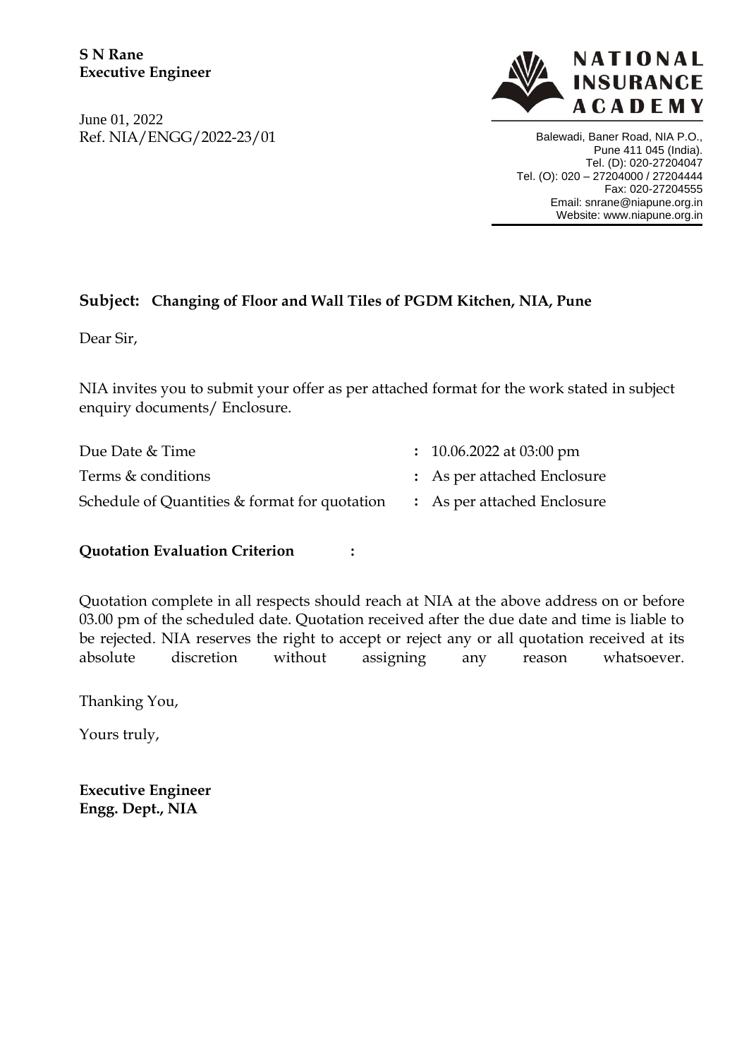**S N Rane**
**Executive Engineer**

June 01, 2022
Ref. NIA/ENGG/2022-23/01

**NATIONAL INSURANCE ACADEMY**

Balewadi, Baner Road, NIA P.O.,
Pune 411 045 (India).
Tel. (D): 020-27204047
Tel. (O): 020 – 27204000 / 27204444
Fax: 020-27204555
Email: snrane@niapune.org.in
Website: www.niapune.org.in

**Subject: Changing of Floor and Wall Tiles of PGDM Kitchen, NIA, Pune**

Dear Sir,

NIA invites you to submit your offer as per attached format for the work stated in subject enquiry documents/ Enclosure.

| | | |
|---|---|---|
| Due Date & Time | : | 10.06.2022 at 03:00 pm |
| Terms & conditions | : | As per attached Enclosure |
| Schedule of Quantities & format for quotation | : | As per attached Enclosure |

**Quotation Evaluation Criterion :**

Quotation complete in all respects should reach at NIA at the above address on or before 03.00 pm of the scheduled date. Quotation received after the due date and time is liable to be rejected. NIA reserves the right to accept or reject any or all quotation received at its absolute discretion without assigning any reason whatsoever.

Thanking You,

Yours truly,

**Executive Engineer**
**Engg. Dept., NIA**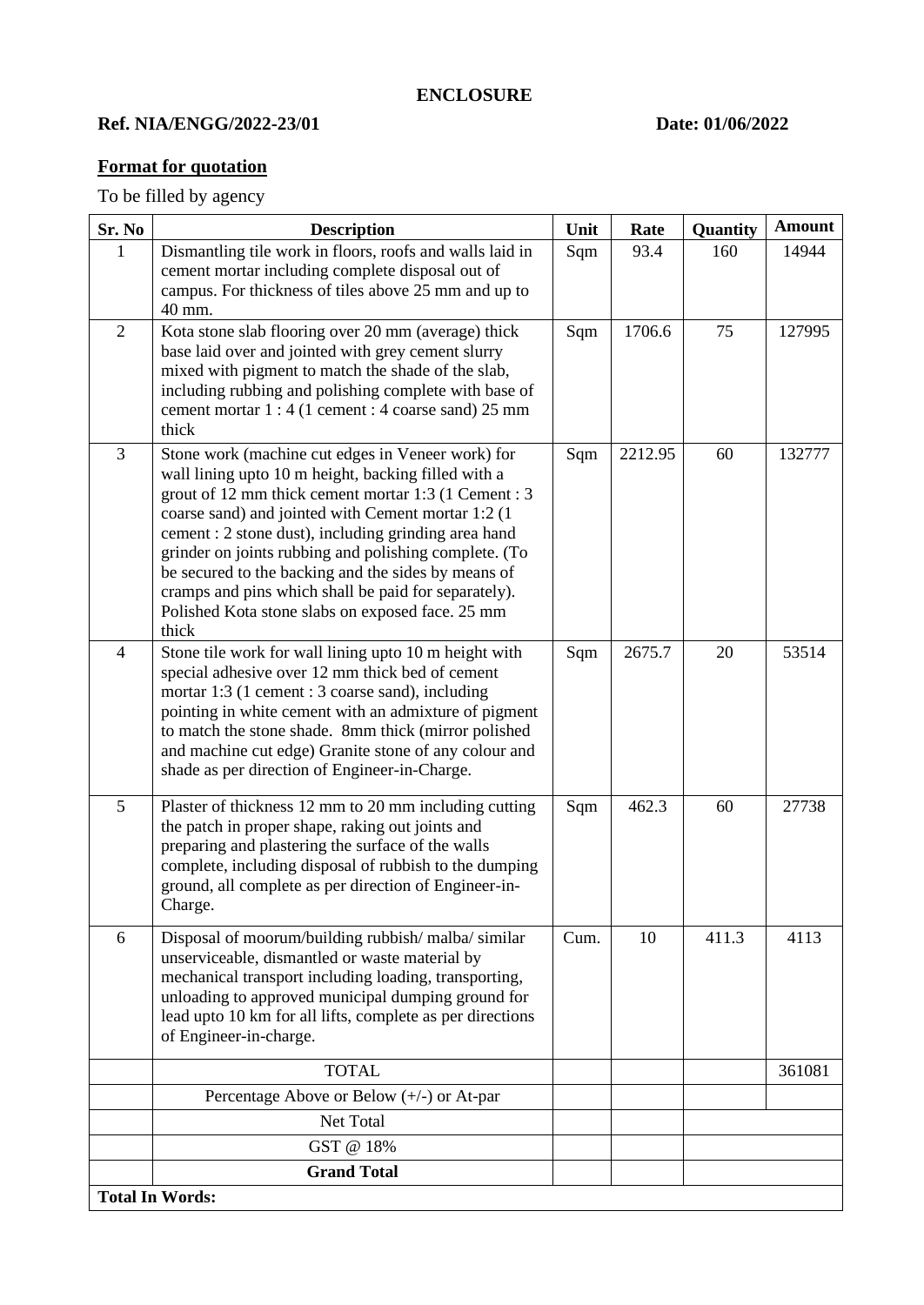**ENCLOSURE**

**Ref. NIA/ENGG/2022-23/01** **Date: 01/06/2022**

**Format for quotation**

To be filled by agency

| Sr. No | Description | Unit | Rate | Quantity | Amount |
|---|---|---|---|---|---|
| 1 | Dismantling tile work in floors, roofs and walls laid in cement mortar including complete disposal out of campus. For thickness of tiles above 25 mm and up to 40 mm. | Sqm | 93.4 | 160 | 14944 |
| 2 | Kota stone slab flooring over 20 mm (average) thick base laid over and jointed with grey cement slurry mixed with pigment to match the shade of the slab, including rubbing and polishing complete with base of cement mortar 1 : 4 (1 cement : 4 coarse sand) 25 mm thick | Sqm | 1706.6 | 75 | 127995 |
| 3 | Stone work (machine cut edges in Veneer work) for wall lining upto 10 m height, backing filled with a grout of 12 mm thick cement mortar 1:3 (1 Cement : 3 coarse sand) and jointed with Cement mortar 1:2 (1 cement : 2 stone dust), including grinding area hand grinder on joints rubbing and polishing complete. (To be secured to the backing and the sides by means of cramps and pins which shall be paid for separately). Polished Kota stone slabs on exposed face. 25 mm thick | Sqm | 2212.95 | 60 | 132777 |
| 4 | Stone tile work for wall lining upto 10 m height with special adhesive over 12 mm thick bed of cement mortar 1:3 (1 cement : 3 coarse sand), including pointing in white cement with an admixture of pigment to match the stone shade. 8mm thick (mirror polished and machine cut edge) Granite stone of any colour and shade as per direction of Engineer-in-Charge. | Sqm | 2675.7 | 20 | 53514 |
| 5 | Plaster of thickness 12 mm to 20 mm including cutting the patch in proper shape, raking out joints and preparing and plastering the surface of the walls complete, including disposal of rubbish to the dumping ground, all complete as per direction of Engineer-in-Charge. | Sqm | 462.3 | 60 | 27738 |
| 6 | Disposal of moorum/building rubbish/ malba/ similar unserviceable, dismantled or waste material by mechanical transport including loading, transporting, unloading to approved municipal dumping ground for lead upto 10 km for all lifts, complete as per directions of Engineer-in-charge. | Cum. | 10 | 411.3 | 4113 |
| | TOTAL | | | | 361081 |
| | Percentage Above or Below (+/-) or At-par | | | | |
| | Net Total | | | | |
| | GST @ 18% | | | | |
| | **Grand Total** | | | | |
| **Total In Words:** | | | | | |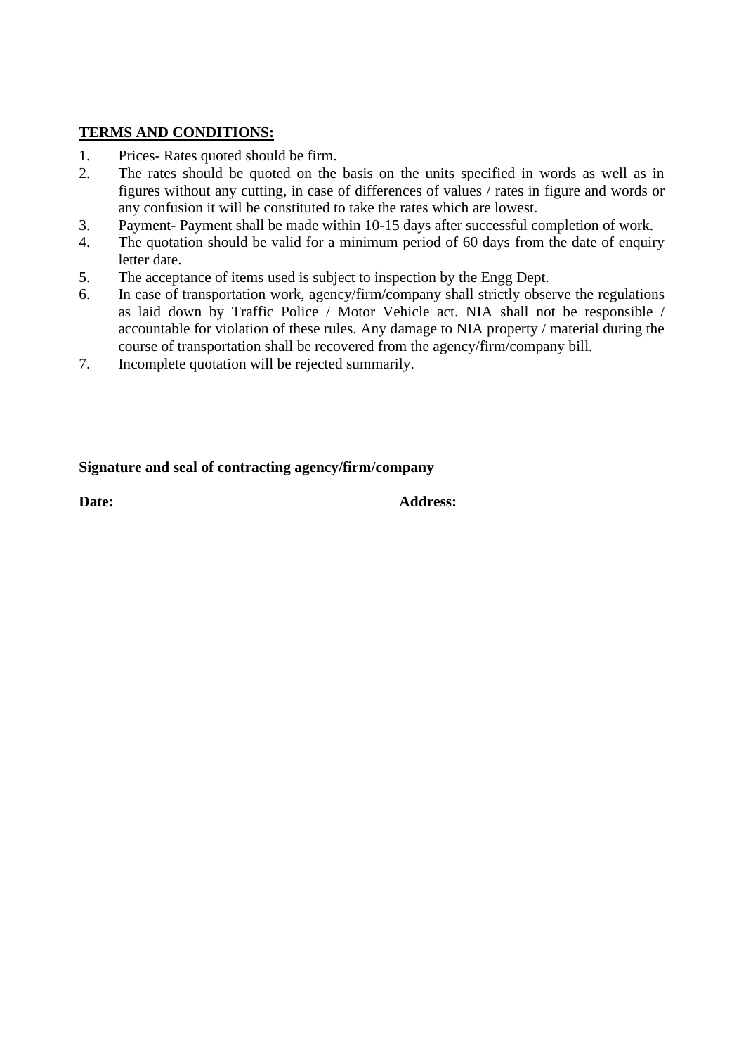**TERMS AND CONDITIONS:**

1. Prices- Rates quoted should be firm.
2. The rates should be quoted on the basis on the units specified in words as well as in figures without any cutting, in case of differences of values / rates in figure and words or any confusion it will be constituted to take the rates which are lowest.
3. Payment- Payment shall be made within 10-15 days after successful completion of work.
4. The quotation should be valid for a minimum period of 60 days from the date of enquiry letter date.
5. The acceptance of items used is subject to inspection by the Engg Dept.
6. In case of transportation work, agency/firm/company shall strictly observe the regulations as laid down by Traffic Police / Motor Vehicle act. NIA shall not be responsible / accountable for violation of these rules. Any damage to NIA property / material during the course of transportation shall be recovered from the agency/firm/company bill.
7. Incomplete quotation will be rejected summarily.

**Signature and seal of contracting agency/firm/company**

**Date:** **Address:**